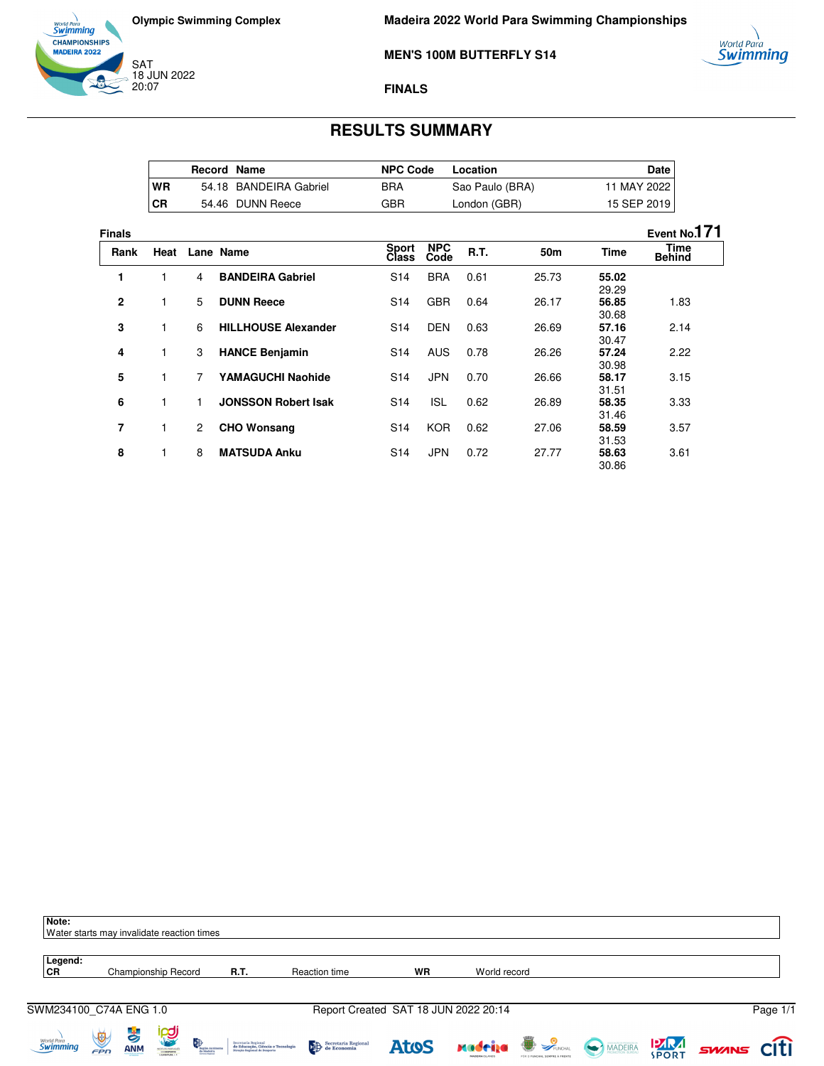Olympic Swimming Complex

SAT
18 JUN 2022
20:07

# Madeira 2022 World Para Swimming Championships

## MEN'S 100M BUTTERFLY S14

### FINALS

## RESULTS SUMMARY

| | Record | Name | NPC Code | Location | Date |
|---|---|---|---|---|---|
| WR | 54.18 | BANDEIRA Gabriel | BRA | Sao Paulo (BRA) | 11 MAY 2022 |
| CR | 54.46 | DUNN Reece | GBR | London (GBR) | 15 SEP 2019 |

**Finals** — Event No. 171

| Rank | Heat | Lane | Name | Sport Class | NPC Code | R.T. | 50m | Time | Time Behind |
|---|---|---|---|---|---|---|---|---|---|
| 1 | 1 | 4 | **BANDEIRA Gabriel** | S14 | BRA | 0.61 | 25.73 | **55.02** 29.29 | |
| 2 | 1 | 5 | **DUNN Reece** | S14 | GBR | 0.64 | 26.17 | **56.85** 30.68 | 1.83 |
| 3 | 1 | 6 | **HILLHOUSE Alexander** | S14 | DEN | 0.63 | 26.69 | **57.16** 30.47 | 2.14 |
| 4 | 1 | 3 | **HANCE Benjamin** | S14 | AUS | 0.78 | 26.26 | **57.24** 30.98 | 2.22 |
| 5 | 1 | 7 | **YAMAGUCHI Naohide** | S14 | JPN | 0.70 | 26.66 | **58.17** 31.51 | 3.15 |
| 6 | 1 | 1 | **JONSSON Robert Isak** | S14 | ISL | 0.62 | 26.89 | **58.35** 31.46 | 3.33 |
| 7 | 1 | 2 | **CHO Wonsang** | S14 | KOR | 0.62 | 27.06 | **58.59** 31.53 | 3.57 |
| 8 | 1 | 8 | **MATSUDA Anku** | S14 | JPN | 0.72 | 27.77 | **58.63** 30.86 | 3.61 |

**Note:**
Water starts may invalidate reaction times

**Legend:**

| | | | | | |
|---|---|---|---|---|---|
| CR | Championship Record | R.T. | Reaction time | WR | World record |

SWM234100_C74A ENG 1.0 — Report Created SAT 18 JUN 2022 20:14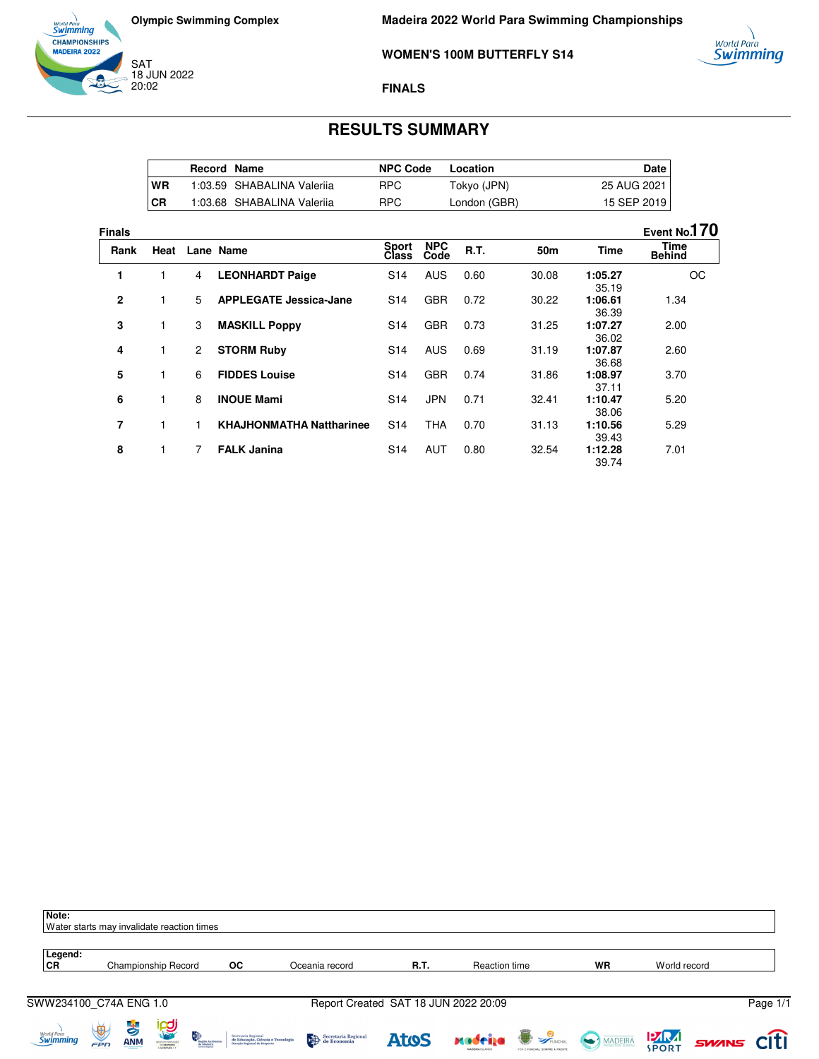Olympic Swimming Complex

SAT
18 JUN 2022
20:02

# Madeira 2022 World Para Swimming Championships

## WOMEN'S 100M BUTTERFLY S14

## FINALS

## RESULTS SUMMARY

| | Record | Name | NPC Code | Location | Date |
|---|---|---|---|---|---|
| WR | 1:03.59 | SHABALINA Valeriia | RPC | Tokyo (JPN) | 25 AUG 2021 |
| CR | 1:03.68 | SHABALINA Valeriia | RPC | London (GBR) | 15 SEP 2019 |

**Finals** — Event No.170

| Rank | Heat | Lane | Name | Sport Class | NPC Code | R.T. | 50m | Time | Time Behind |
|---|---|---|---|---|---|---|---|---|---|
| 1 | 1 | 4 | **LEONHARDT Paige** | S14 | AUS | 0.60 | 30.08 | **1:05.27** 35.19 | OC |
| 2 | 1 | 5 | **APPLEGATE Jessica-Jane** | S14 | GBR | 0.72 | 30.22 | **1:06.61** 36.39 | 1.34 |
| 3 | 1 | 3 | **MASKILL Poppy** | S14 | GBR | 0.73 | 31.25 | **1:07.27** 36.02 | 2.00 |
| 4 | 1 | 2 | **STORM Ruby** | S14 | AUS | 0.69 | 31.19 | **1:07.87** 36.68 | 2.60 |
| 5 | 1 | 6 | **FIDDES Louise** | S14 | GBR | 0.74 | 31.86 | **1:08.97** 37.11 | 3.70 |
| 6 | 1 | 8 | **INOUE Mami** | S14 | JPN | 0.71 | 32.41 | **1:10.47** 38.06 | 5.20 |
| 7 | 1 | 1 | **KHAJHONMATHA Nattharinee** | S14 | THA | 0.70 | 31.13 | **1:10.56** 39.43 | 5.29 |
| 8 | 1 | 7 | **FALK Janina** | S14 | AUT | 0.80 | 32.54 | **1:12.28** 39.74 | 7.01 |

**Note:**
Water starts may invalidate reaction times

**Legend:**

| | | | | | | | |
|---|---|---|---|---|---|---|---|
| CR | Championship Record | OC | Oceania record | R.T. | Reaction time | WR | World record |

SWW234100_C74A ENG 1.0 — Report Created SAT 18 JUN 2022 20:09